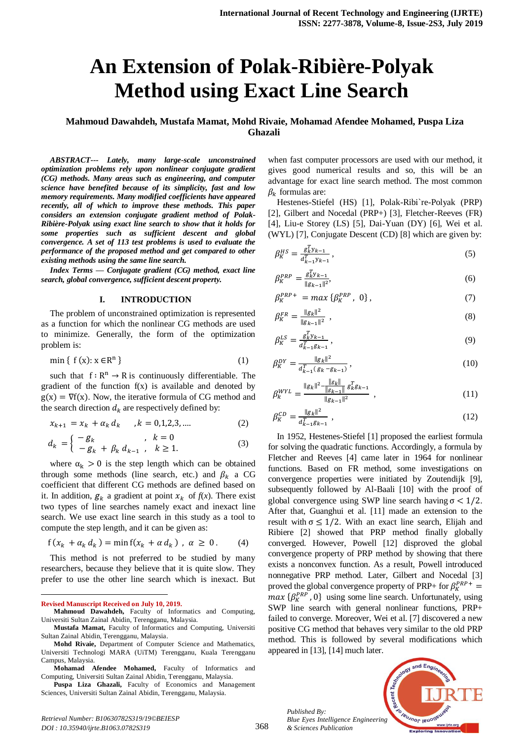# An Extension of Polak-Ribière-Polyak Method using Exact Line Search

**Mahmoud Dawahdeh, Mustafa Mamat, Mohd Rivaie, Mohamad Afendee Mohamed, Puspa Liza Ghazali**

***ABSTRACT--- Lately, many large-scale unconstrained optimization problems rely upon nonlinear conjugate gradient (CG) methods. Many areas such as engineering, and computer science have benefited because of its simplicity, fast and low memory requirements. Many modified coefficients have appeared recently, all of which to improve these methods. This paper considers an extension conjugate gradient method of Polak-Ribière-Polyak using exact line search to show that it holds for some properties such as sufficient descent and global convergence. A set of 113 test problems is used to evaluate the performance of the proposed method and get compared to other existing methods using the same line search.***

***Index Terms — Conjugate gradient (CG) method, exact line search, global convergence, sufficient descent property.***

## I. INTRODUCTION

The problem of unconstrained optimization is represented as a function for which the nonlinear CG methods are used to minimize. Generally, the form of the optimization problem is:

$$\min \{ f(x) : x \in R^n \} \tag{1}$$

such that $f : R^n \to R$ is continuously differentiable. The gradient of the function f(x) is available and denoted by $g(x) = \nabla f(x)$. Now, the iterative formula of CG method and the search direction $d_k$ are respectively defined by:

$$x_{k+1} = x_k + \alpha_k d_k \quad , k = 0,1,2,3, \ldots \tag{2}$$

$$d_k = \begin{cases} -g_k & , \ k = 0 \\ -g_k + \beta_k d_{k-1} , & k \geq 1. \end{cases} \tag{3}$$

where $\alpha_k > 0$ is the step length which can be obtained through some methods (line search, etc.) and $\beta_k$ a CG coefficient that different CG methods are defined based on it. In addition, $g_k$ a gradient at point $x_k$ of $f(x)$. There exist two types of line searches namely exact and inexact line search. We use exact line search in this study as a tool to compute the step length, and it can be given as:

$$f(x_k + \alpha_k d_k) = \min f(x_k + \alpha d_k) \ , \ \alpha \geq 0 . \tag{4}$$

This method is not preferred to be studied by many researchers, because they believe that it is quite slow. They prefer to use the other line search which is inexact. But when fast computer processors are used with our method, it gives good numerical results and so, this will be an advantage for exact line search method. The most common $\beta_k$ formulas are:

Hestenes-Stiefel (HS) [1], Polak-Ribi`re-Polyak (PRP) [2], Gilbert and Nocedal (PRP+) [3], Fletcher-Reeves (FR) [4], Liu-e Storey (LS) [5], Dai-Yuan (DY) [6], Wei et al. (WYL) [7], Conjugate Descent (CD) [8] which are given by:

$$\beta_K^{HS} = \frac{g_k^T y_{k-1}}{d_{k-1}^T y_{k-1}} , \tag{5}$$

$$\beta_K^{PRP} = \frac{g_k^T y_{k-1}}{\|g_{k-1}\|^2}, \tag{6}$$

$$\beta_K^{PRP+} = max \{\beta_K^{PRP} , \ 0\} , \tag{7}$$

$$\beta_K^{FR} = \frac{\|g_k\|^2}{\|g_{k-1}\|^2} , \tag{8}$$

$$\beta_K^{LS} = \frac{g_k^T y_{k-1}}{d_{k-1}^T g_{k-1}} , \tag{9}$$

$$\beta_K^{DY} = \frac{\|g_k\|^2}{d_{k-1}^T (g_k - g_{k-1})} , \tag{10}$$

$$\beta_k^{WYL} = \frac{\|g_k\|^2 - \frac{\|g_k\|}{\|g_{k-1}\|} g_k^T g_{k-1}}{\|g_{k-1}\|^2} , \tag{11}$$

$$\beta_K^{CD} = \frac{\|g_k\|^2}{d_{k-1}^T g_{k-1}} , \tag{12}$$

In 1952, Hestenes-Stiefel [1] proposed the earliest formula for solving the quadratic functions. Accordingly, a formula by Fletcher and Reeves [4] came later in 1964 for nonlinear functions. Based on FR method, some investigations on convergence properties were initiated by Zoutendijk [9], subsequently followed by Al-Baali [10] with the proof of global convergence using SWP line search having $\sigma < 1/2$. After that, Guanghui et al. [11] made an extension to the result with $\sigma \leq 1/2$. With an exact line search, Elijah and Ribiere [2] showed that PRP method finally globally converged. However, Powell [12] disproved the global convergence property of PRP method by showing that there exists a nonconvex function. As a result, Powell introduced nonnegative PRP method. Later, Gilbert and Nocedal [3] proved the global convergence property of PRP+ for $\beta_K^{PRP+} = max \{\beta_K^{PRP}, 0\}$ using some line search. Unfortunately, using SWP line search with general nonlinear functions, PRP+ failed to converge. Moreover, Wei et al. [7] discovered a new positive CG method that behaves very similar to the old PRP method. This is followed by several modifications which appeared in [13], [14] much later.

---

**Revised Manuscript Received on July 10, 2019.**

**Mahmoud Dawahdeh,** Faculty of Informatics and Computing, Universiti Sultan Zainal Abidin, Terengganu, Malaysia.

**Mustafa Mamat,** Faculty of Informatics and Computing, Universiti Sultan Zainal Abidin, Terengganu, Malaysia.

**Mohd Rivaie,** Department of Computer Science and Mathematics, Universiti Teknologi MARA (UiTM) Terengganu, Kuala Terengganu Campus, Malaysia.

**Mohamad Afendee Mohamed,** Faculty of Informatics and Computing, Universiti Sultan Zainal Abidin, Terengganu, Malaysia.

**Puspa Liza Ghazali,** Faculty of Economics and Management Sciences, Universiti Sultan Zainal Abidin, Terengganu, Malaysia.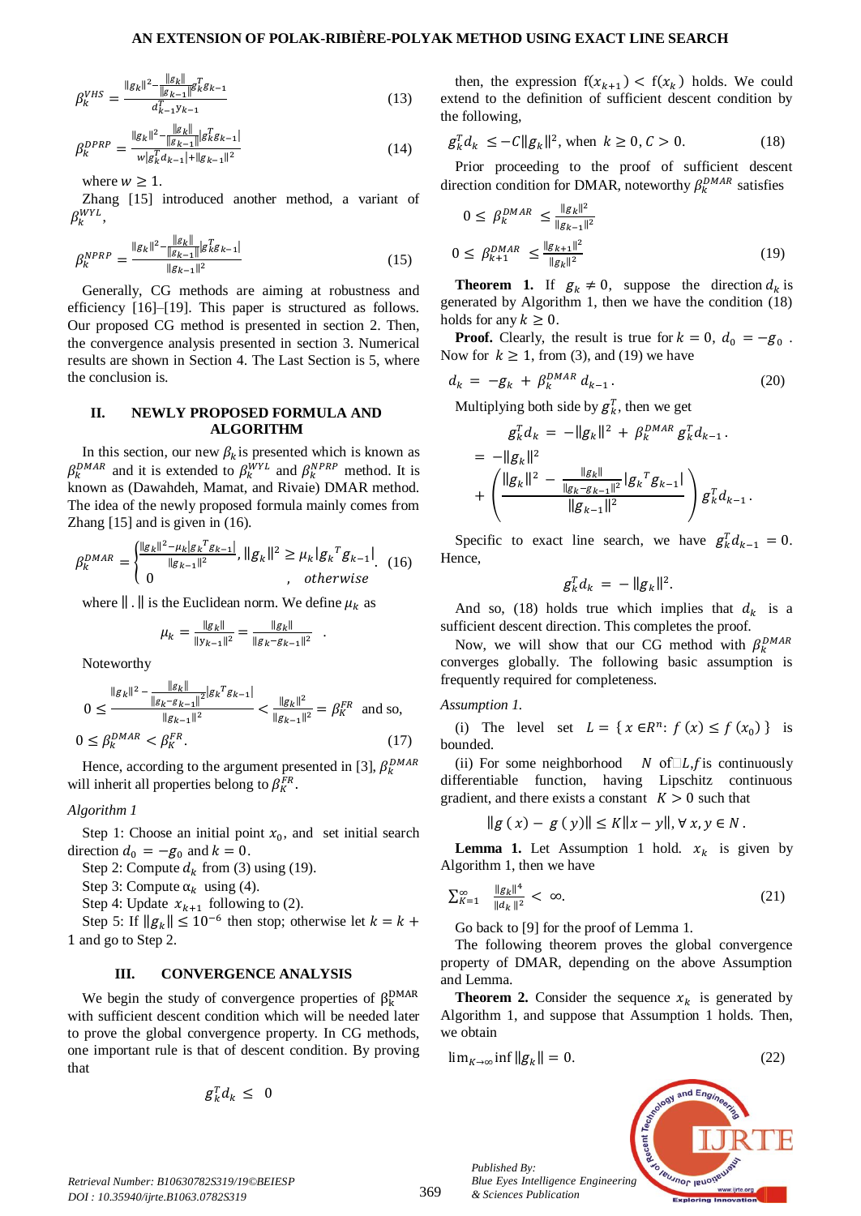$$\beta_k^{VHS} = \frac{\|g_k\|^2 - \frac{\|g_k\|}{\|g_{k-1}\|} g_k^T g_{k-1}}{d_{k-1}^T y_{k-1}} \tag{13}$$

$$\beta_k^{DPRP} = \frac{\|g_k\|^2 - \frac{\|g_k\|}{\|g_{k-1}\|} |g_k^T g_{k-1}|}{w|g_k^T d_{k-1}| + \|g_{k-1}\|^2} \tag{14}$$

where $w \geq 1$.

Zhang [15] introduced another method, a variant of $\beta_k^{WYL}$,

$$\beta_k^{NPRP} = \frac{\|g_k\|^2 - \frac{\|g_k\|}{\|g_{k-1}\|} |g_k^T g_{k-1}|}{\|g_{k-1}\|^2} \tag{15}$$

Generally, CG methods are aiming at robustness and efficiency [16]–[19]. This paper is structured as follows. Our proposed CG method is presented in section 2. Then, the convergence analysis presented in section 3. Numerical results are shown in Section 4. The Last Section is 5, where the conclusion is.

## II. NEWLY PROPOSED FORMULA AND ALGORITHM

In this section, our new $\beta_k$ is presented which is known as $\beta_k^{DMAR}$ and it is extended to $\beta_k^{WYL}$ and $\beta_k^{NPRP}$ method. It is known as (Dawahdeh, Mamat, and Rivaie) DMAR method. The idea of the newly proposed formula mainly comes from Zhang [15] and is given in (16).

$$\beta_k^{DMAR} = \begin{cases} \frac{\|g_k\|^2 - \mu_k |g_k{}^T g_{k-1}|}{\|g_{k-1}\|^2}, & \|g_k\|^2 \geq \mu_k |g_k{}^T g_{k-1}| \\ 0 & , \quad otherwise \end{cases} \tag{16}$$

where $\|.\|$ is the Euclidean norm. We define $\mu_k$ as

$$\mu_k = \frac{\|g_k\|}{\|y_{k-1}\|^2} = \frac{\|g_k\|}{\|g_k - g_{k-1}\|^2} \quad .$$

Noteworthy

$$0 \leq \frac{\|g_k\|^2 - \frac{\|g_k\|}{\|g_k - g_{k-1}\|^2} |g_k{}^T g_{k-1}|}{\|g_{k-1}\|^2} < \frac{\|g_k\|^2}{\|g_{k-1}\|^2} = \beta_K^{FR} \text{ and so,}$$

$$0 \leq \beta_K^{DMAR} < \beta_K^{FR}. \tag{17}$$

Hence, according to the argument presented in [3], $\beta_k^{DMAR}$ will inherit all properties belong to $\beta_K^{FR}$.

*Algorithm 1*

Step 1: Choose an initial point $x_0$, and set initial search direction $d_0 = -g_0$ and $k = 0$.

Step 2: Compute $d_k$ from (3) using (19).

Step 3: Compute $\alpha_k$ using (4).

Step 4: Update $x_{k+1}$ following to (2).

Step 5: If $\|g_k\| \leq 10^{-6}$ then stop; otherwise let $k = k + 1$ and go to Step 2.

## III. CONVERGENCE ANALYSIS

We begin the study of convergence properties of $\beta_k^{DMAR}$ with sufficient descent condition which will be needed later to prove the global convergence property. In CG methods, one important rule is that of descent condition. By proving that

$$g_k^T d_k \leq 0$$

then, the expression $f(x_{k+1}) < f(x_k)$ holds. We could extend to the definition of sufficient descent condition by the following,

$$g_k^T d_k \leq -C\|g_k\|^2, \text{ when } k \geq 0, C > 0. \tag{18}$$

Prior proceeding to the proof of sufficient descent direction condition for DMAR, noteworthy $\beta_k^{DMAR}$ satisfies

$$0 \leq \beta_k^{DMAR} \leq \frac{\|g_k\|^2}{\|g_{k-1}\|^2}$$

$$0 \leq \beta_{k+1}^{DMAR} \leq \frac{\|g_{k+1}\|^2}{\|g_k\|^2} \tag{19}$$

**Theorem 1.** If $g_k \neq 0$, suppose the direction $d_k$ is generated by Algorithm 1, then we have the condition (18) holds for any $k \geq 0$.

**Proof.** Clearly, the result is true for $k = 0$, $d_0 = -g_0$. Now for $k \geq 1$, from (3), and (19) we have

$$d_k = -g_k + \beta_k^{DMAR} d_{k-1}. \tag{20}$$

Multiplying both side by $g_k^T$, then we get

$$g_k^T d_k = -\|g_k\|^2 + \beta_k^{DMAR} g_k^T d_{k-1}.$$

$$= -\|g_k\|^2 + \left( \frac{\|g_k\|^2 - \frac{\|g_k\|}{\|g_k - g_{k-1}\|^2} |g_k{}^T g_{k-1}|}{\|g_{k-1}\|^2} \right) g_k^T d_{k-1}.$$

Specific to exact line search, we have $g_k^T d_{k-1} = 0$. Hence,

$$g_k^T d_k = -\|g_k\|^2.$$

And so, (18) holds true which implies that $d_k$ is a sufficient descent direction. This completes the proof.

Now, we will show that our CG method with $\beta_k^{DMAR}$ converges globally. The following basic assumption is frequently required for completeness.

*Assumption 1.*

(i) The level set $L = \{ x \in R^n : f(x) \leq f(x_0) \}$ is bounded.

(ii) For some neighborhood $N$ of $L$, $f$ is continuously differentiable function, having Lipschitz continuous gradient, and there exists a constant $K > 0$ such that

$$\|g(x) - g(y)\| \leq K\|x - y\|, \forall x, y \in N.$$

**Lemma 1.** Let Assumption 1 hold. $x_k$ is given by Algorithm 1, then we have

$$\sum_{K=1}^{\infty} \frac{\|g_k\|^4}{\|d_k\|^2} < \infty. \tag{21}$$

Go back to [9] for the proof of Lemma 1.

The following theorem proves the global convergence property of DMAR, depending on the above Assumption and Lemma.

**Theorem 2.** Consider the sequence $x_k$ is generated by Algorithm 1, and suppose that Assumption 1 holds. Then, we obtain

$$\lim_{K \to \infty} \inf \|g_k\| = 0. \tag{22}$$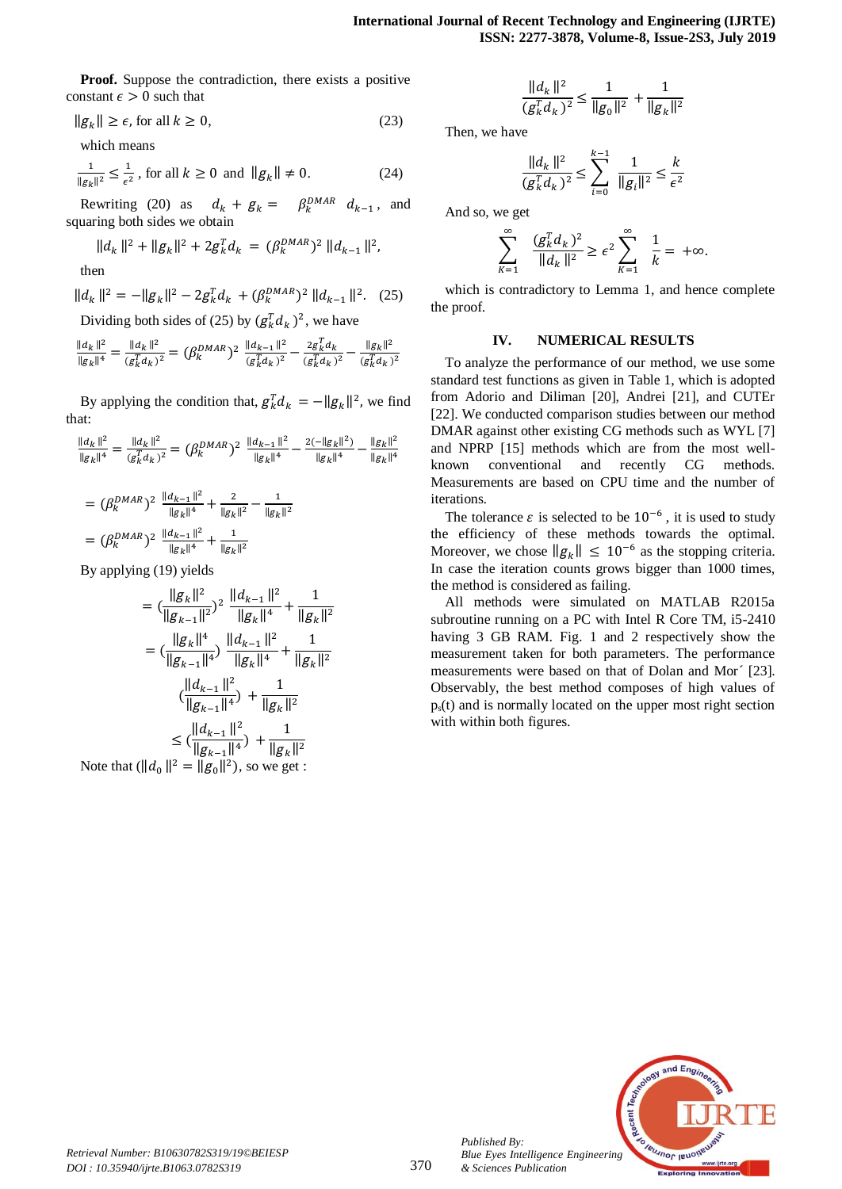**Proof.** Suppose the contradiction, there exists a positive constant $\epsilon > 0$ such that

$$\|g_k\| \geq \epsilon, \text{ for all } k \geq 0, \tag{23}$$

which means

$$\frac{1}{\|g_k\|^2} \leq \frac{1}{\epsilon^2}, \text{ for all } k \geq 0 \text{ and } \|g_k\| \neq 0. \tag{24}$$

Rewriting (20) as $d_k + g_k = \beta_k^{DMAR}\, d_{k-1}$, and squaring both sides we obtain

$$\|d_k\|^2 + \|g_k\|^2 + 2g_k^T d_k = (\beta_k^{DMAR})^2 \|d_{k-1}\|^2,$$

then

$$\|d_k\|^2 = -\|g_k\|^2 - 2g_k^T d_k + (\beta_k^{DMAR})^2 \|d_{k-1}\|^2. \tag{25}$$

Dividing both sides of (25) by $(g_k^T d_k)^2$, we have

$$\frac{\|d_k\|^2}{\|g_k\|^4} = \frac{\|d_k\|^2}{(g_k^T d_k)^2} = (\beta_k^{DMAR})^2 \frac{\|d_{k-1}\|^2}{(g_k^T d_k)^2} - \frac{2g_k^T d_k}{(g_k^T d_k)^2} - \frac{\|g_k\|^2}{(g_k^T d_k)^2}$$

By applying the condition that, $g_k^T d_k = -\|g_k\|^2$, we find that:

$$\frac{\|d_k\|^2}{\|g_k\|^4} = \frac{\|d_k\|^2}{(g_k^T d_k)^2} = (\beta_k^{DMAR})^2 \frac{\|d_{k-1}\|^2}{\|g_k\|^4} - \frac{2(-\|g_k\|^2)}{\|g_k\|^4} - \frac{\|g_k\|^2}{\|g_k\|^4}$$

$$= (\beta_k^{DMAR})^2 \frac{\|d_{k-1}\|^2}{\|g_k\|^4} + \frac{2}{\|g_k\|^2} - \frac{1}{\|g_k\|^2}$$

$$= (\beta_k^{DMAR})^2 \frac{\|d_{k-1}\|^2}{\|g_k\|^4} + \frac{1}{\|g_k\|^2}$$

By applying (19) yields

$$= \left(\frac{\|g_k\|^2}{\|g_{k-1}\|^2}\right)^2 \frac{\|d_{k-1}\|^2}{\|g_k\|^4} + \frac{1}{\|g_k\|^2}$$

$$= \left(\frac{\|g_k\|^4}{\|g_{k-1}\|^4}\right) \frac{\|d_{k-1}\|^2}{\|g_k\|^4} + \frac{1}{\|g_k\|^2}$$

$$\left(\frac{\|d_{k-1}\|^2}{\|g_{k-1}\|^4}\right) + \frac{1}{\|g_k\|^2}$$

$$\leq \left(\frac{\|d_{k-1}\|^2}{\|g_{k-1}\|^4}\right) + \frac{1}{\|g_k\|^2}$$

Note that ($\|d_0\|^2 = \|g_0\|^2$), so we get :

$$\frac{\|d_k\|^2}{(g_k^T d_k)^2} \leq \frac{1}{\|g_0\|^2} + \frac{1}{\|g_k\|^2}$$

Then, we have

$$\frac{\|d_k\|^2}{(g_k^T d_k)^2} \leq \sum_{i=0}^{k-1} \frac{1}{\|g_i\|^2} \leq \frac{k}{\epsilon^2}$$

And so, we get

$$\sum_{K=1}^{\infty} \frac{(g_k^T d_k)^2}{\|d_k\|^2} \geq \epsilon^2 \sum_{K=1}^{\infty} \frac{1}{k} = +\infty.$$

which is contradictory to Lemma 1, and hence complete the proof.

## IV. NUMERICAL RESULTS

To analyze the performance of our method, we use some standard test functions as given in Table 1, which is adopted from Adorio and Diliman [20], Andrei [21], and CUTEr [22]. We conducted comparison studies between our method DMAR against other existing CG methods such as WYL [7] and NPRP [15] methods which are from the most well-known conventional and recently CG methods. Measurements are based on CPU time and the number of iterations.

The tolerance $\varepsilon$ is selected to be $10^{-6}$, it is used to study the efficiency of these methods towards the optimal. Moreover, we chose $\|g_k\| \leq 10^{-6}$ as the stopping criteria. In case the iteration counts grows bigger than 1000 times, the method is considered as failing.

All methods were simulated on MATLAB R2015a subroutine running on a PC with Intel R Core TM, i5-2410 having 3 GB RAM. Fig. 1 and 2 respectively show the measurement taken for both parameters. The performance measurements were based on that of Dolan and Mor´ [23]. Observably, the best method composes of high values of $p_s(t)$ and is normally located on the upper most right section with within both figures.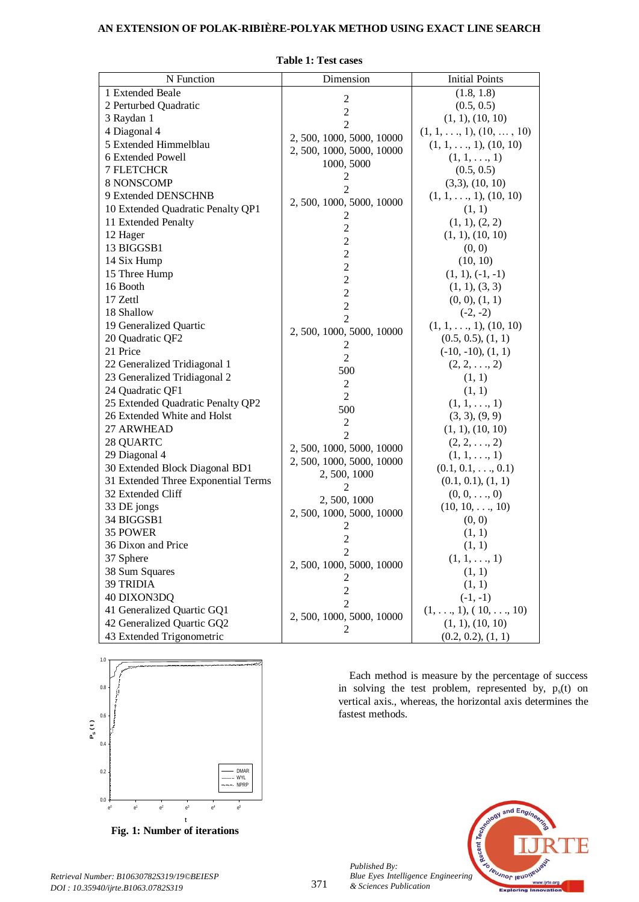**Table 1: Test cases**

| N Function | Dimension | Initial Points |
|---|---|---|
| 1 Extended Beale | 2 | (1.8, 1.8) |
| 2 Perturbed Quadratic | 2 | (0.5, 0.5) |
| 3 Raydan 1 | 2 | (1, 1), (10, 10) |
| 4 Diagonal 4 | 2, 500, 1000, 5000, 10000 | (1, 1, . . ., 1), (10, … , 10) |
| 5 Extended Himmelblau | 2, 500, 1000, 5000, 10000 | (1, 1, . . ., 1), (10, 10) |
| 6 Extended Powell | 1000, 5000 | (1, 1, . . ., 1) |
| 7 FLETCHCR | 2 | (0.5, 0.5) |
| 8 NONSCOMP | 2 | (3,3), (10, 10) |
| 9 Extended DENSCHNB | 2, 500, 1000, 5000, 10000 | (1, 1, . . ., 1), (10, 10) |
| 10 Extended Quadratic Penalty QP1 | 2 | (1, 1) |
| 11 Extended Penalty | 2 | (1, 1), (2, 2) |
| 12 Hager | 2 | (1, 1), (10, 10) |
| 13 BIGGSB1 | 2 | (0, 0) |
| 14 Six Hump | 2 | (10, 10) |
| 15 Three Hump | 2 | (1, 1), (-1, -1) |
| 16 Booth | 2 | (1, 1), (3, 3) |
| 17 Zettl | 2 | (0, 0), (1, 1) |
| 18 Shallow | 2 | (-2, -2) |
| 19 Generalized Quartic | 2, 500, 1000, 5000, 10000 | (1, 1, . . ., 1), (10, 10) |
| 20 Quadratic QF2 | 2 | (0.5, 0.5), (1, 1) |
| 21 Price | 2 | (-10, -10), (1, 1) |
| 22 Generalized Tridiagonal 1 | 500 | (2, 2, . . ., 2) |
| 23 Generalized Tridiagonal 2 | 2 | (1, 1) |
| 24 Quadratic QF1 | 2 | (1, 1) |
| 25 Extended Quadratic Penalty QP2 | 500 | (1, 1, . . ., 1) |
| 26 Extended White and Holst | 2 | (3, 3), (9, 9) |
| 27 ARWHEAD | 2 | (1, 1), (10, 10) |
| 28 QUARTC | 2, 500, 1000, 5000, 10000 | (2, 2, . . ., 2) |
| 29 Diagonal 4 | 2, 500, 1000, 5000, 10000 | (1, 1, . . ., 1) |
| 30 Extended Block Diagonal BD1 | 2, 500, 1000 | (0.1, 0.1, . . ., 0.1) |
| 31 Extended Three Exponential Terms | 2 | (0.1, 0.1), (1, 1) |
| 32 Extended Cliff | 2, 500, 1000 | (0, 0, . . ., 0) |
| 33 DE jongs | 2, 500, 1000, 5000, 10000 | (10, 10, . . ., 10) |
| 34 BIGGSB1 | 2 | (0, 0) |
| 35 POWER | 2 | (1, 1) |
| 36 Dixon and Price | 2 | (1, 1) |
| 37 Sphere | 2, 500, 1000, 5000, 10000 | (1, 1, . . ., 1) |
| 38 Sum Squares | 2 | (1, 1) |
| 39 TRIDIA | 2 | (1, 1) |
| 40 DIXON3DQ | 2 | (-1, -1) |
| 41 Generalized Quartic GQ1 | 2, 500, 1000, 5000, 10000 | (1, . . ., 1), ( 10, . . ., 10) |
| 42 Generalized Quartic GQ2 | 2 | (1, 1), (10, 10) |
| 43 Extended Trigonometric | | (0.2, 0.2), (1, 1) |

**Fig. 1: Number of iterations**

Each method is measure by the percentage of success in solving the test problem, represented by, $p_s(t)$ on vertical axis., whereas, the horizontal axis determines the fastest methods.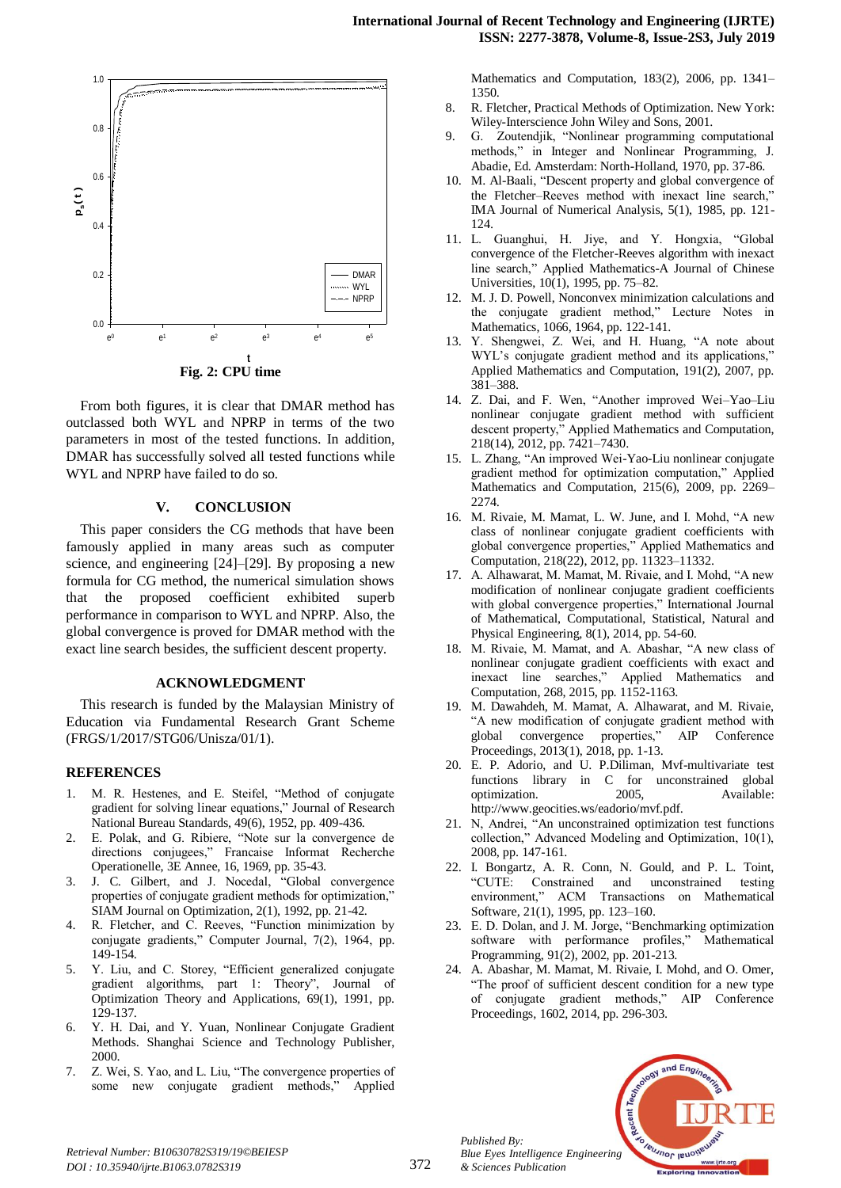**Fig. 2: CPU time**

From both figures, it is clear that DMAR method has outclassed both WYL and NPRP in terms of the two parameters in most of the tested functions. In addition, DMAR has successfully solved all tested functions while WYL and NPRP have failed to do so.

## V. CONCLUSION

This paper considers the CG methods that have been famously applied in many areas such as computer science, and engineering [24]–[29]. By proposing a new formula for CG method, the numerical simulation shows that the proposed coefficient exhibited superb performance in comparison to WYL and NPRP. Also, the global convergence is proved for DMAR method with the exact line search besides, the sufficient descent property.

## ACKNOWLEDGMENT

This research is funded by the Malaysian Ministry of Education via Fundamental Research Grant Scheme (FRGS/1/2017/STG06/Unisza/01/1).

## REFERENCES

1. M. R. Hestenes, and E. Steifel, "Method of conjugate gradient for solving linear equations," Journal of Research National Bureau Standards, 49(6), 1952, pp. 409-436.
2. E. Polak, and G. Ribiere, "Note sur la convergence de directions conjugees," Francaise Informat Recherche Operationelle, 3E Annee, 16, 1969, pp. 35-43.
3. J. C. Gilbert, and J. Nocedal, "Global convergence properties of conjugate gradient methods for optimization," SIAM Journal on Optimization, 2(1), 1992, pp. 21-42.
4. R. Fletcher, and C. Reeves, "Function minimization by conjugate gradients," Computer Journal, 7(2), 1964, pp. 149-154.
5. Y. Liu, and C. Storey, "Efficient generalized conjugate gradient algorithms, part 1: Theory", Journal of Optimization Theory and Applications, 69(1), 1991, pp. 129-137.
6. Y. H. Dai, and Y. Yuan, Nonlinear Conjugate Gradient Methods. Shanghai Science and Technology Publisher, 2000.
7. Z. Wei, S. Yao, and L. Liu, "The convergence properties of some new conjugate gradient methods," Applied Mathematics and Computation, 183(2), 2006, pp. 1341–1350.
8. R. Fletcher, Practical Methods of Optimization. New York: Wiley-Interscience John Wiley and Sons, 2001.
9. G. Zoutendjik, "Nonlinear programming computational methods," in Integer and Nonlinear Programming, J. Abadie, Ed. Amsterdam: North-Holland, 1970, pp. 37-86.
10. M. Al-Baali, "Descent property and global convergence of the Fletcher–Reeves method with inexact line search," IMA Journal of Numerical Analysis, 5(1), 1985, pp. 121-124.
11. L. Guanghui, H. Jiye, and Y. Hongxia, "Global convergence of the Fletcher-Reeves algorithm with inexact line search," Applied Mathematics-A Journal of Chinese Universities, 10(1), 1995, pp. 75–82.
12. M. J. D. Powell, Nonconvex minimization calculations and the conjugate gradient method," Lecture Notes in Mathematics, 1066, 1964, pp. 122-141.
13. Y. Shengwei, Z. Wei, and H. Huang, "A note about WYL's conjugate gradient method and its applications," Applied Mathematics and Computation, 191(2), 2007, pp. 381–388.
14. Z. Dai, and F. Wen, "Another improved Wei–Yao–Liu nonlinear conjugate gradient method with sufficient descent property," Applied Mathematics and Computation, 218(14), 2012, pp. 7421–7430.
15. L. Zhang, "An improved Wei-Yao-Liu nonlinear conjugate gradient method for optimization computation," Applied Mathematics and Computation, 215(6), 2009, pp. 2269–2274.
16. M. Rivaie, M. Mamat, L. W. June, and I. Mohd, "A new class of nonlinear conjugate gradient coefficients with global convergence properties," Applied Mathematics and Computation, 218(22), 2012, pp. 11323–11332.
17. A. Alhawarat, M. Mamat, M. Rivaie, and I. Mohd, "A new modification of nonlinear conjugate gradient coefficients with global convergence properties," International Journal of Mathematical, Computational, Statistical, Natural and Physical Engineering, 8(1), 2014, pp. 54-60.
18. M. Rivaie, M. Mamat, and A. Abashar, "A new class of nonlinear conjugate gradient coefficients with exact and inexact line searches," Applied Mathematics and Computation, 268, 2015, pp. 1152-1163.
19. M. Dawahdeh, M. Mamat, A. Alhawarat, and M. Rivaie, "A new modification of conjugate gradient method with global convergence properties," AIP Conference Proceedings, 2013(1), 2018, pp. 1-13.
20. E. P. Adorio, and U. P.Diliman, Mvf-multivariate test functions library in C for unconstrained global optimization. 2005, Available: http://www.geocities.ws/eadorio/mvf.pdf.
21. N, Andrei, "An unconstrained optimization test functions collection," Advanced Modeling and Optimization, 10(1), 2008, pp. 147-161.
22. I. Bongartz, A. R. Conn, N. Gould, and P. L. Toint, "CUTE: Constrained and unconstrained testing environment," ACM Transactions on Mathematical Software, 21(1), 1995, pp. 123–160.
23. E. D. Dolan, and J. M. Jorge, "Benchmarking optimization software with performance profiles," Mathematical Programming, 91(2), 2002, pp. 201-213.
24. A. Abashar, M. Mamat, M. Rivaie, I. Mohd, and O. Omer, "The proof of sufficient descent condition for a new type of conjugate gradient methods," AIP Conference Proceedings, 1602, 2014, pp. 296-303.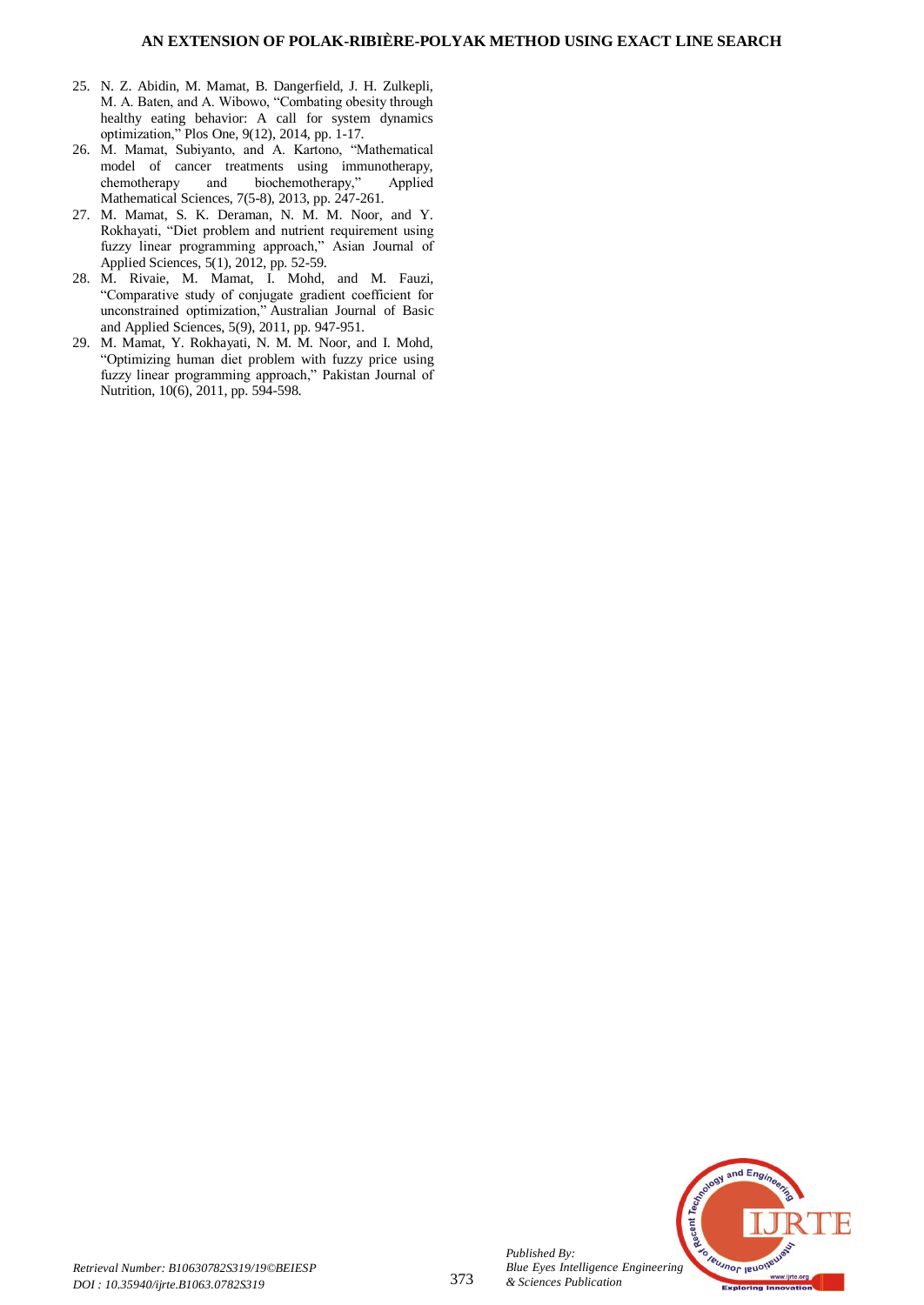25. N. Z. Abidin, M. Mamat, B. Dangerfield, J. H. Zulkepli, M. A. Baten, and A. Wibowo, "Combating obesity through healthy eating behavior: A call for system dynamics optimization," Plos One, 9(12), 2014, pp. 1-17.
26. M. Mamat, Subiyanto, and A. Kartono, "Mathematical model of cancer treatments using immunotherapy, chemotherapy and biochemotherapy," Applied Mathematical Sciences, 7(5-8), 2013, pp. 247-261.
27. M. Mamat, S. K. Deraman, N. M. M. Noor, and Y. Rokhayati, "Diet problem and nutrient requirement using fuzzy linear programming approach," Asian Journal of Applied Sciences, 5(1), 2012, pp. 52-59.
28. M. Rivaie, M. Mamat, I. Mohd, and M. Fauzi, "Comparative study of conjugate gradient coefficient for unconstrained optimization," Australian Journal of Basic and Applied Sciences, 5(9), 2011, pp. 947-951.
29. M. Mamat, Y. Rokhayati, N. M. M. Noor, and I. Mohd, "Optimizing human diet problem with fuzzy price using fuzzy linear programming approach," Pakistan Journal of Nutrition, 10(6), 2011, pp. 594-598.